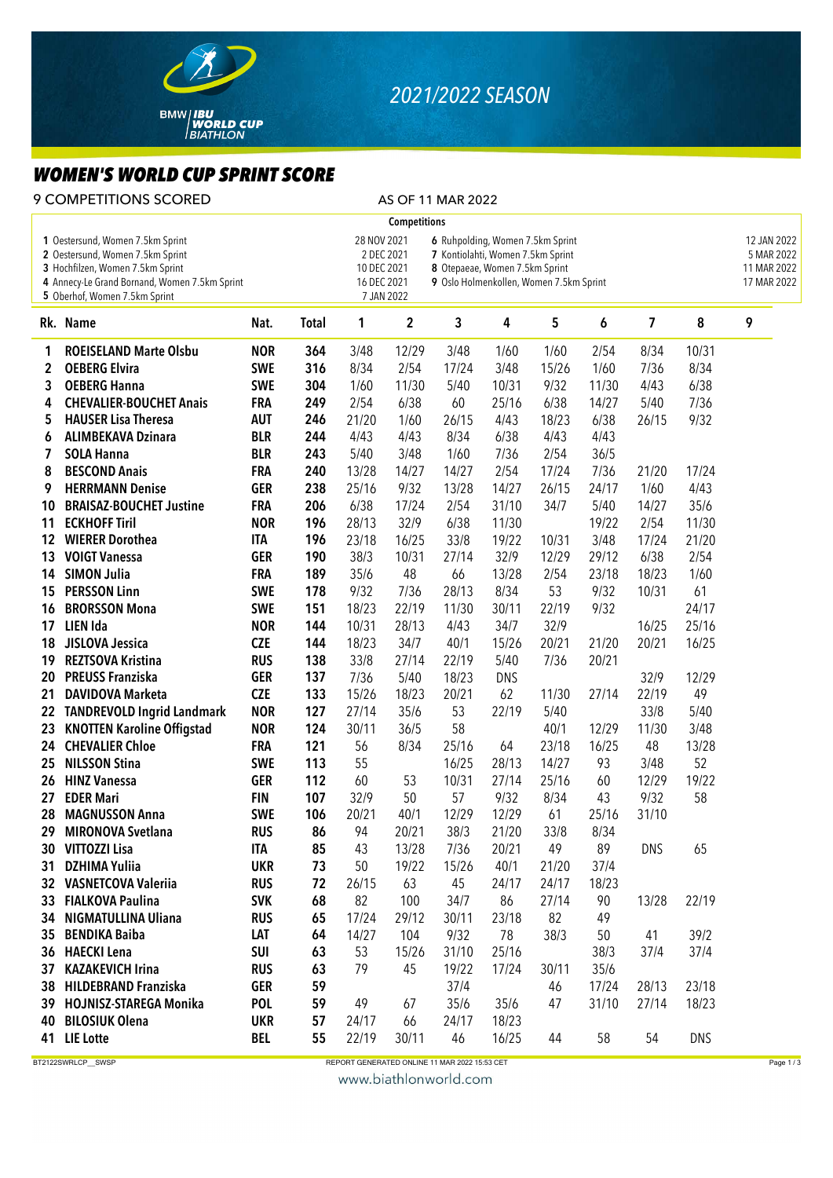# 2021/2022 SEASON

## WOMEN'S WORLD CUP SPRINT SCORE

9 COMPETITIONS SCORED    AS OF 11 MAR 2022

**Competitions**

| # | Competition | Date |
|---|---|---|
| 1 | Oestersund, Women 7.5km Sprint | 28 NOV 2021 |
| 2 | Oestersund, Women 7.5km Sprint | 2 DEC 2021 |
| 3 | Hochfilzen, Women 7.5km Sprint | 10 DEC 2021 |
| 4 | Annecy-Le Grand Bornand, Women 7.5km Sprint | 16 DEC 2021 |
| 5 | Oberhof, Women 7.5km Sprint | 7 JAN 2022 |
| 6 | Ruhpolding, Women 7.5km Sprint | 12 JAN 2022 |
| 7 | Kontiolahti, Women 7.5km Sprint | 5 MAR 2022 |
| 8 | Otepaeae, Women 7.5km Sprint | 11 MAR 2022 |
| 9 | Oslo Holmenkollen, Women 7.5km Sprint | 17 MAR 2022 |

| Rk. | Name | Nat. | Total | 1 | 2 | 3 | 4 | 5 | 6 | 7 | 8 | 9 |
|---|---|---|---|---|---|---|---|---|---|---|---|---|
| 1 | ROEISELAND Marte Olsbu | NOR | 364 | 3/48 | 12/29 | 3/48 | 1/60 | 1/60 | 2/54 | 8/34 | 10/31 | |
| 2 | OEBERG Elvira | SWE | 316 | 8/34 | 2/54 | 17/24 | 3/48 | 15/26 | 1/60 | 7/36 | 8/34 | |
| 3 | OEBERG Hanna | SWE | 304 | 1/60 | 11/30 | 5/40 | 10/31 | 9/32 | 11/30 | 4/43 | 6/38 | |
| 4 | CHEVALIER-BOUCHET Anais | FRA | 249 | 2/54 | 6/38 | 60 | 25/16 | 6/38 | 14/27 | 5/40 | 7/36 | |
| 5 | HAUSER Lisa Theresa | AUT | 246 | 21/20 | 1/60 | 26/15 | 4/43 | 18/23 | 6/38 | 26/15 | 9/32 | |
| 6 | ALIMBEKAVA Dzinara | BLR | 244 | 4/43 | 4/43 | 8/34 | 6/38 | 4/43 | 4/43 | | | |
| 7 | SOLA Hanna | BLR | 243 | 5/40 | 3/48 | 1/60 | 7/36 | 2/54 | 36/5 | | | |
| 8 | BESCOND Anais | FRA | 240 | 13/28 | 14/27 | 14/27 | 2/54 | 17/24 | 7/36 | 21/20 | 17/24 | |
| 9 | HERRMANN Denise | GER | 238 | 25/16 | 9/32 | 13/28 | 14/27 | 26/15 | 24/17 | 1/60 | 4/43 | |
| 10 | BRAISAZ-BOUCHET Justine | FRA | 206 | 6/38 | 17/24 | 2/54 | 31/10 | 34/7 | 5/40 | 14/27 | 35/6 | |
| 11 | ECKHOFF Tiril | NOR | 196 | 28/13 | 32/9 | 6/38 | 11/30 | | 19/22 | 2/54 | 11/30 | |
| 12 | WIERER Dorothea | ITA | 196 | 23/18 | 16/25 | 33/8 | 19/22 | 10/31 | 3/48 | 17/24 | 21/20 | |
| 13 | VOIGT Vanessa | GER | 190 | 38/3 | 10/31 | 27/14 | 32/9 | 12/29 | 29/12 | 6/38 | 2/54 | |
| 14 | SIMON Julia | FRA | 189 | 35/6 | 48 | 66 | 13/28 | 2/54 | 23/18 | 18/23 | 1/60 | |
| 15 | PERSSON Linn | SWE | 178 | 9/32 | 7/36 | 28/13 | 8/34 | 53 | 9/32 | 10/31 | 61 | |
| 16 | BRORSSON Mona | SWE | 151 | 18/23 | 22/19 | 11/30 | 30/11 | 22/19 | 9/32 | | 24/17 | |
| 17 | LIEN Ida | NOR | 144 | 10/31 | 28/13 | 4/43 | 34/7 | 32/9 | | 16/25 | 25/16 | |
| 18 | JISLOVA Jessica | CZE | 144 | 18/23 | 34/7 | 40/1 | 15/26 | 20/21 | 21/20 | 20/21 | 16/25 | |
| 19 | REZTSOVA Kristina | RUS | 138 | 33/8 | 27/14 | 22/19 | 5/40 | 7/36 | 20/21 | | | |
| 20 | PREUSS Franziska | GER | 137 | 7/36 | 5/40 | 18/23 | DNS | | | 32/9 | 12/29 | |
| 21 | DAVIDOVA Marketa | CZE | 133 | 15/26 | 18/23 | 20/21 | 62 | 11/30 | 27/14 | 22/19 | 49 | |
| 22 | TANDREVOLD Ingrid Landmark | NOR | 127 | 27/14 | 35/6 | 53 | 22/19 | 5/40 | | 33/8 | 5/40 | |
| 23 | KNOTTEN Karoline Offigstad | NOR | 124 | 30/11 | 36/5 | 58 | | 40/1 | 12/29 | 11/30 | 3/48 | |
| 24 | CHEVALIER Chloe | FRA | 121 | 56 | 8/34 | 25/16 | 64 | 23/18 | 16/25 | 48 | 13/28 | |
| 25 | NILSSON Stina | SWE | 113 | 55 | | 16/25 | 28/13 | 14/27 | 93 | 3/48 | 52 | |
| 26 | HINZ Vanessa | GER | 112 | 60 | 53 | 10/31 | 27/14 | 25/16 | 60 | 12/29 | 19/22 | |
| 27 | EDER Mari | FIN | 107 | 32/9 | 50 | 57 | 9/32 | 8/34 | 43 | 9/32 | 58 | |
| 28 | MAGNUSSON Anna | SWE | 106 | 20/21 | 40/1 | 12/29 | 12/29 | 61 | 25/16 | 31/10 | | |
| 29 | MIRONOVA Svetlana | RUS | 86 | 94 | 20/21 | 38/3 | 21/20 | 33/8 | 8/34 | | | |
| 30 | VITTOZZI Lisa | ITA | 85 | 43 | 13/28 | 7/36 | 20/21 | 49 | 89 | DNS | 65 | |
| 31 | DZHIMA Yuliia | UKR | 73 | 50 | 19/22 | 15/26 | 40/1 | 21/20 | 37/4 | | | |
| 32 | VASNETCOVA Valeriia | RUS | 72 | 26/15 | 63 | 45 | 24/17 | 24/17 | 18/23 | | | |
| 33 | FIALKOVA Paulina | SVK | 68 | 82 | 100 | 34/7 | 86 | 27/14 | 90 | 13/28 | 22/19 | |
| 34 | NIGMATULLINA Uliana | RUS | 65 | 17/24 | 29/12 | 30/11 | 23/18 | 82 | 49 | | | |
| 35 | BENDIKA Baiba | LAT | 64 | 14/27 | 104 | 9/32 | 78 | 38/3 | 50 | 41 | 39/2 | |
| 36 | HAECKI Lena | SUI | 63 | 53 | 15/26 | 31/10 | 25/16 | | 38/3 | 37/4 | 37/4 | |
| 37 | KAZAKEVICH Irina | RUS | 63 | 79 | 45 | 19/22 | 17/24 | 30/11 | 35/6 | | | |
| 38 | HILDEBRAND Franziska | GER | 59 | | | 37/4 | | 46 | 17/24 | 28/13 | 23/18 | |
| 39 | HOJNISZ-STAREGA Monika | POL | 59 | 49 | 67 | 35/6 | 35/6 | 47 | 31/10 | 27/14 | 18/23 | |
| 40 | BILOSIUK Olena | UKR | 57 | 24/17 | 66 | 24/17 | 18/23 | | | | | |
| 41 | LIE Lotte | BEL | 55 | 22/19 | 30/11 | 46 | 16/25 | 44 | 58 | 54 | DNS | |

BT2122SWRLCP__SWSP    REPORT GENERATED ONLINE 11 MAR 2022 15:53 CET

www.biathlonworld.com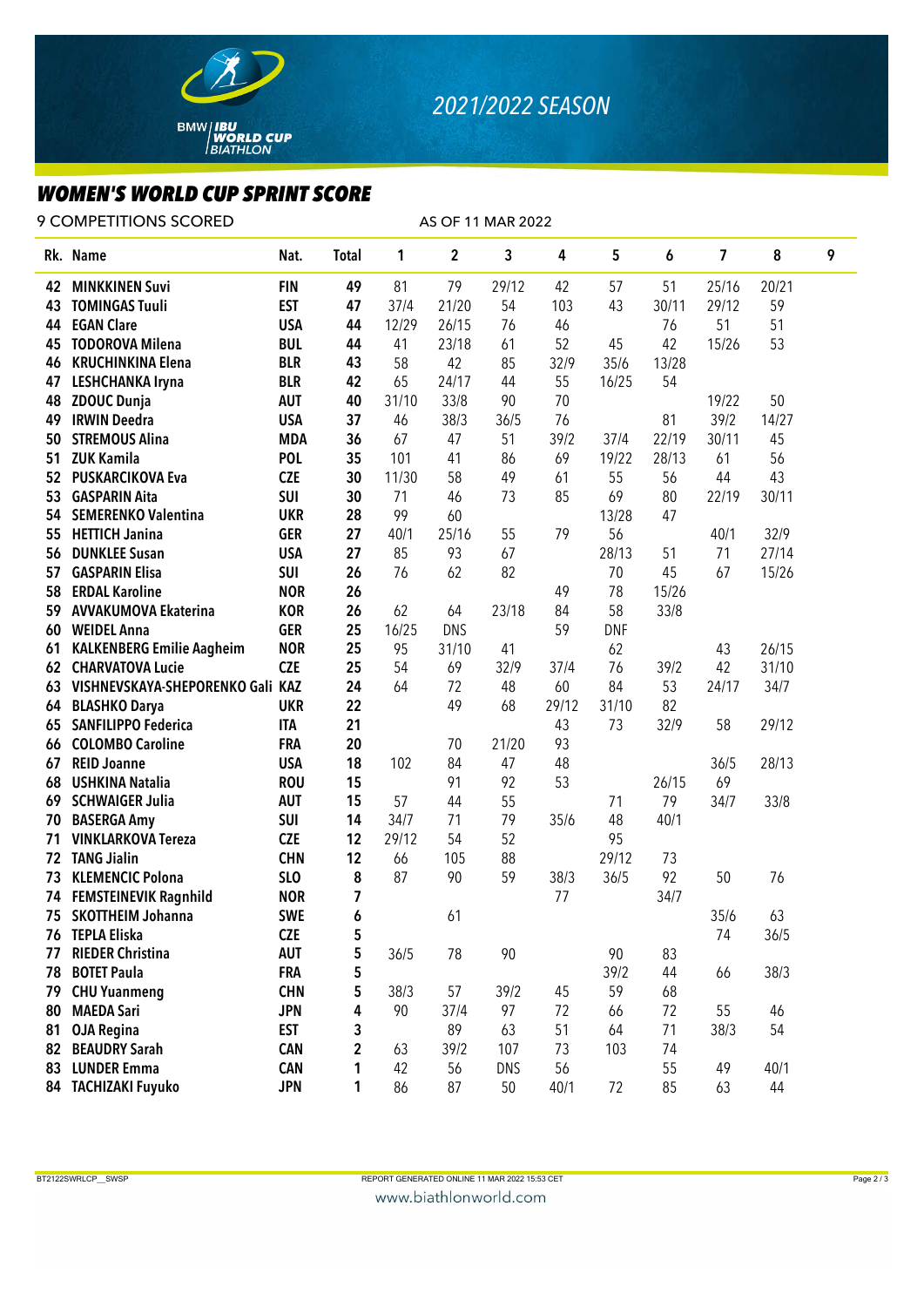2021/2022 SEASON

## WOMEN'S WORLD CUP SPRINT SCORE

9 COMPETITIONS SCORED — AS OF 11 MAR 2022

| Rk. | Name | Nat. | Total | 1 | 2 | 3 | 4 | 5 | 6 | 7 | 8 | 9 |
|---|---|---|---|---|---|---|---|---|---|---|---|---|
| 42 | MINKKINEN Suvi | FIN | 49 | 81 | 79 | 29/12 | 42 | 57 | 51 | 25/16 | 20/21 | |
| 43 | TOMINGAS Tuuli | EST | 47 | 37/4 | 21/20 | 54 | 103 | 43 | 30/11 | 29/12 | 59 | |
| 44 | EGAN Clare | USA | 44 | 12/29 | 26/15 | 76 | 46 | | 76 | 51 | 51 | |
| 45 | TODOROVA Milena | BUL | 44 | 41 | 23/18 | 61 | 52 | 45 | 42 | 15/26 | 53 | |
| 46 | KRUCHINKINA Elena | BLR | 43 | 58 | 42 | 85 | 32/9 | 35/6 | 13/28 | | | |
| 47 | LESHCHANKA Iryna | BLR | 42 | 65 | 24/17 | 44 | 55 | 16/25 | 54 | | | |
| 48 | ZDOUC Dunja | AUT | 40 | 31/10 | 33/8 | 90 | 70 | | | 19/22 | 50 | |
| 49 | IRWIN Deedra | USA | 37 | 46 | 38/3 | 36/5 | 76 | | 81 | 39/2 | 14/27 | |
| 50 | STREMOUS Alina | MDA | 36 | 67 | 47 | 51 | 39/2 | 37/4 | 22/19 | 30/11 | 45 | |
| 51 | ZUK Kamila | POL | 35 | 101 | 41 | 86 | 69 | 19/22 | 28/13 | 61 | 56 | |
| 52 | PUSKARCIKOVA Eva | CZE | 30 | 11/30 | 58 | 49 | 61 | 55 | 56 | 44 | 43 | |
| 53 | GASPARIN Aita | SUI | 30 | 71 | 46 | 73 | 85 | 69 | 80 | 22/19 | 30/11 | |
| 54 | SEMERENKO Valentina | UKR | 28 | 99 | 60 | | | 13/28 | 47 | | | |
| 55 | HETTICH Janina | GER | 27 | 40/1 | 25/16 | 55 | 79 | 56 | | 40/1 | 32/9 | |
| 56 | DUNKLEE Susan | USA | 27 | 85 | 93 | 67 | | 28/13 | 51 | 71 | 27/14 | |
| 57 | GASPARIN Elisa | SUI | 26 | 76 | 62 | 82 | | 70 | 45 | 67 | 15/26 | |
| 58 | ERDAL Karoline | NOR | 26 | | | | 49 | 78 | 15/26 | | | |
| 59 | AVVAKUMOVA Ekaterina | KOR | 26 | 62 | 64 | 23/18 | 84 | 58 | 33/8 | | | |
| 60 | WEIDEL Anna | GER | 25 | 16/25 | DNS | | 59 | DNF | | | | |
| 61 | KALKENBERG Emilie Aagheim | NOR | 25 | 95 | 31/10 | 41 | | 62 | | 43 | 26/15 | |
| 62 | CHARVATOVA Lucie | CZE | 25 | 54 | 69 | 32/9 | 37/4 | 76 | 39/2 | 42 | 31/10 | |
| 63 | VISHNEVSKAYA-SHEPORENKO Gali | KAZ | 24 | 64 | 72 | 48 | 60 | 84 | 53 | 24/17 | 34/7 | |
| 64 | BLASHKO Darya | UKR | 22 | | 49 | 68 | 29/12 | 31/10 | 82 | | | |
| 65 | SANFILIPPO Federica | ITA | 21 | | | | 43 | 73 | 32/9 | 58 | 29/12 | |
| 66 | COLOMBO Caroline | FRA | 20 | | 70 | 21/20 | 93 | | | | | |
| 67 | REID Joanne | USA | 18 | 102 | 84 | 47 | 48 | | | 36/5 | 28/13 | |
| 68 | USHKINA Natalia | ROU | 15 | | 91 | 92 | 53 | | 26/15 | 69 | | |
| 69 | SCHWAIGER Julia | AUT | 15 | 57 | 44 | 55 | | 71 | 79 | 34/7 | 33/8 | |
| 70 | BASERGA Amy | SUI | 14 | 34/7 | 71 | 79 | 35/6 | 48 | 40/1 | | | |
| 71 | VINKLARKOVA Tereza | CZE | 12 | 29/12 | 54 | 52 | | 95 | | | | |
| 72 | TANG Jialin | CHN | 12 | 66 | 105 | 88 | | 29/12 | 73 | | | |
| 73 | KLEMENCIC Polona | SLO | 8 | 87 | 90 | 59 | 38/3 | 36/5 | 92 | 50 | 76 | |
| 74 | FEMSTEINEVIK Ragnhild | NOR | 7 | | | | 77 | | 34/7 | | | |
| 75 | SKOTTHEIM Johanna | SWE | 6 | | 61 | | | | | 35/6 | 63 | |
| 76 | TEPLA Eliska | CZE | 5 | | | | | | | 74 | 36/5 | |
| 77 | RIEDER Christina | AUT | 5 | 36/5 | 78 | 90 | | 90 | 83 | | | |
| 78 | BOTET Paula | FRA | 5 | | | | | 39/2 | 44 | 66 | 38/3 | |
| 79 | CHU Yuanmeng | CHN | 5 | 38/3 | 57 | 39/2 | 45 | 59 | 68 | | | |
| 80 | MAEDA Sari | JPN | 4 | 90 | 37/4 | 97 | 72 | 66 | 72 | 55 | 46 | |
| 81 | OJA Regina | EST | 3 | | 89 | 63 | 51 | 64 | 71 | 38/3 | 54 | |
| 82 | BEAUDRY Sarah | CAN | 2 | 63 | 39/2 | 107 | 73 | 103 | 74 | | | |
| 83 | LUNDER Emma | CAN | 1 | 42 | 56 | DNS | 56 | | 55 | 49 | 40/1 | |
| 84 | TACHIZAKI Fuyuko | JPN | 1 | 86 | 87 | 50 | 40/1 | 72 | 85 | 63 | 44 | |

BT2122SWRLCP__SWSP — REPORT GENERATED ONLINE 11 MAR 2022 15:53 CET

www.biathlonworld.com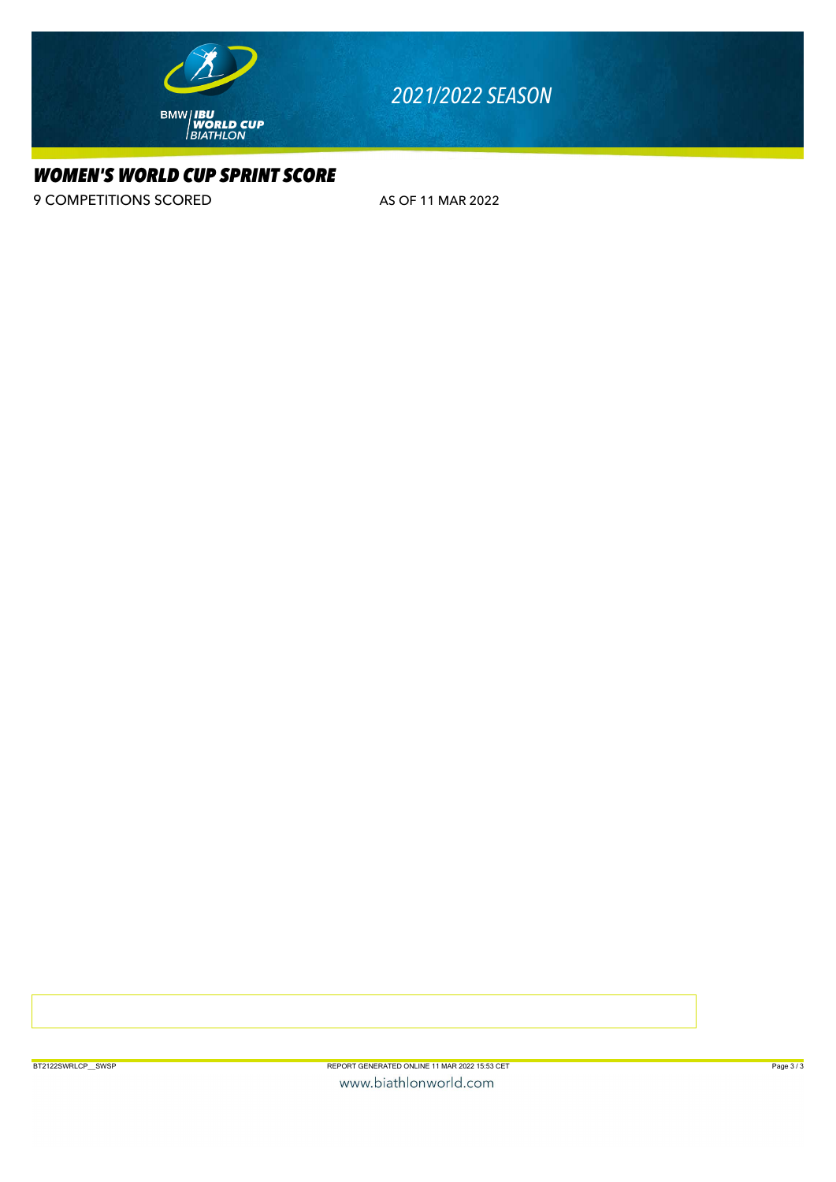## WOMEN'S WORLD CUP SPRINT SCORE

9 COMPETITIONS SCORED

AS OF 11 MAR 2022